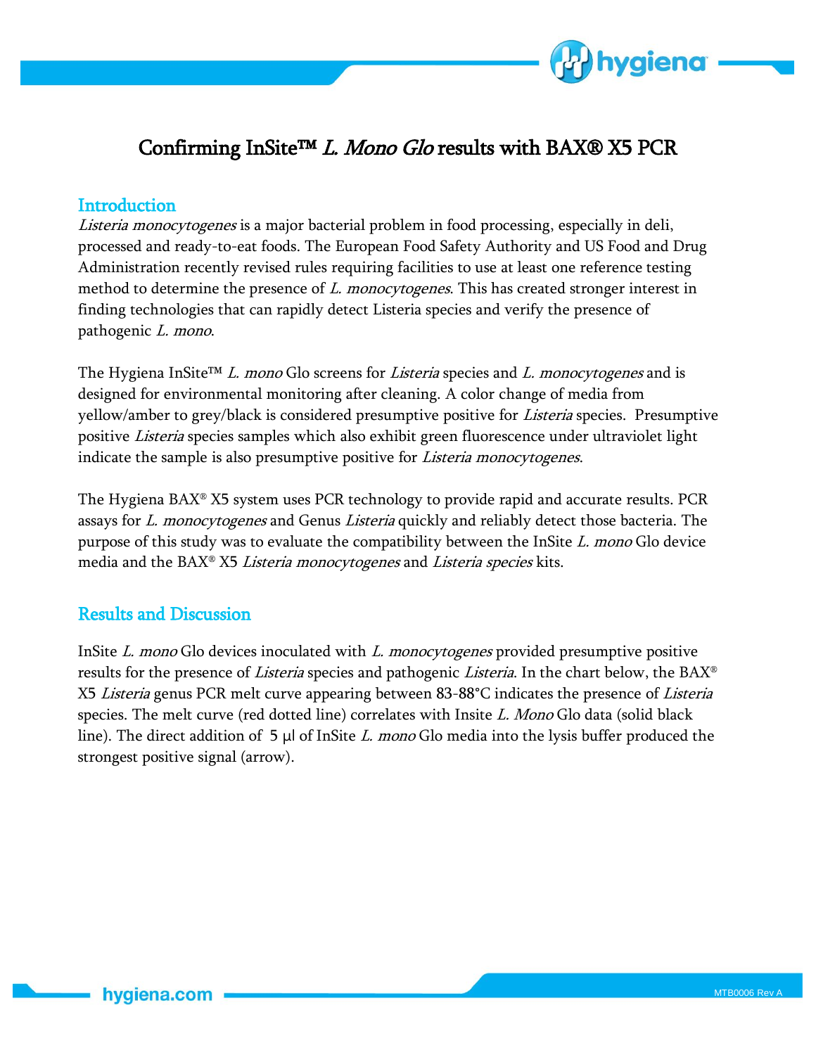# Confirming InSite™ *L. Mono Glo* results with BAX® X5 PCR

## Introduction

*Listeria monocytogenes* is a major bacterial problem in food processing, especially in deli, processed and ready-to-eat foods. The European Food Safety Authority and US Food and Drug Administration recently revised rules requiring facilities to use at least one reference testing method to determine the presence of *L. monocytogenes*. This has created stronger interest in finding technologies that can rapidly detect Listeria species and verify the presence of pathogenic *L. mono*.

The Hygiena InSite™ *L. mono* Glo screens for *Listeria* species and *L. monocytogenes* and is designed for environmental monitoring after cleaning. A color change of media from yellow/amber to grey/black is considered presumptive positive for *Listeria* species. Presumptive positive *Listeria* species samples which also exhibit green fluorescence under ultraviolet light indicate the sample is also presumptive positive for *Listeria monocytogenes*.

The Hygiena BAX® X5 system uses PCR technology to provide rapid and accurate results. PCR assays for *L. monocytogenes* and Genus *Listeria* quickly and reliably detect those bacteria. The purpose of this study was to evaluate the compatibility between the InSite *L. mono* Glo device media and the BAX® X5 *Listeria monocytogenes* and *Listeria species* kits.

## Results and Discussion

InSite *L. mono* Glo devices inoculated with *L. monocytogenes* provided presumptive positive results for the presence of *Listeria* species and pathogenic *Listeria*. In the chart below, the BAX® X5 *Listeria* genus PCR melt curve appearing between 83-88°C indicates the presence of *Listeria* species. The melt curve (red dotted line) correlates with Insite *L. Mono* Glo data (solid black line). The direct addition of 5 µl of InSite *L. mono* Glo media into the lysis buffer produced the strongest positive signal (arrow).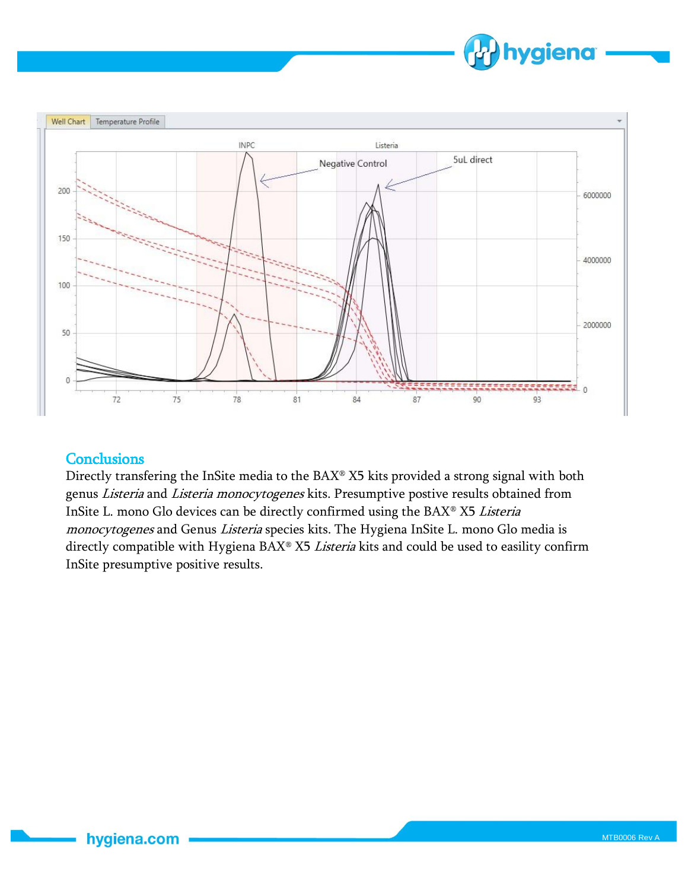Well Chart
Temperature Profile

INPC
Listeria
Negative Control
5uL direct

200
150
100
50
0

6000000
4000000
2000000
0

72
75
78
81
84
87
90
93

## Conclusions

Directly transfering the InSite media to the BAX® X5 kits provided a strong signal with both genus *Listeria* and *Listeria monocytogenes* kits. Presumptive postive results obtained from InSite L. mono Glo devices can be directly confirmed using the BAX® X5 *Listeria monocytogenes* and Genus *Listeria* species kits. The Hygiena InSite L. mono Glo media is directly compatible with Hygiena BAX® X5 *Listeria* kits and could be used to easility confirm InSite presumptive positive results.